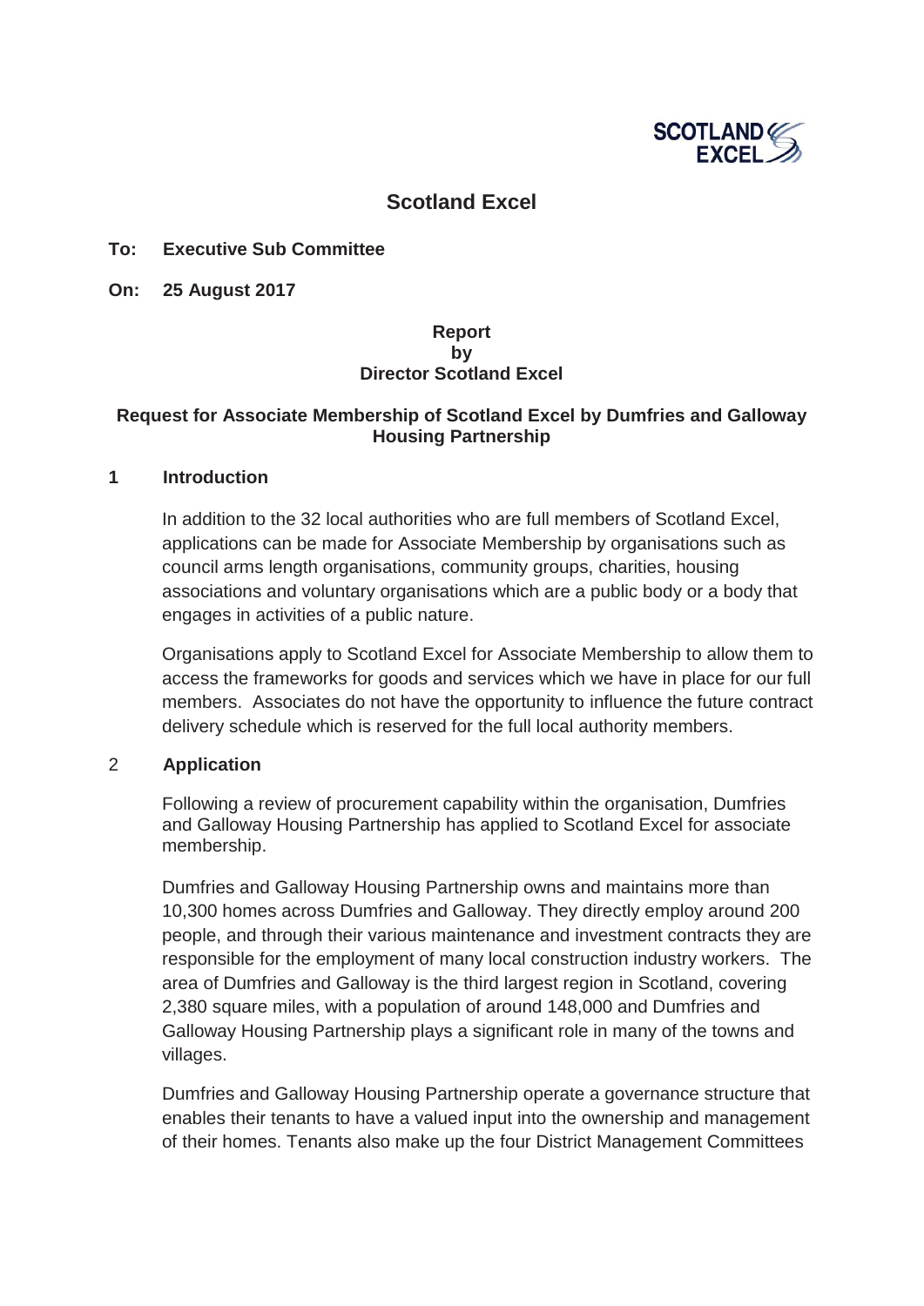# Scotland Excel

**To: Executive Sub Committee**

**On: 25 August 2017**

**Report**
**by**
**Director Scotland Excel**

**Request for Associate Membership of Scotland Excel by Dumfries and Galloway Housing Partnership**

## 1 Introduction

In addition to the 32 local authorities who are full members of Scotland Excel, applications can be made for Associate Membership by organisations such as council arms length organisations, community groups, charities, housing associations and voluntary organisations which are a public body or a body that engages in activities of a public nature.

Organisations apply to Scotland Excel for Associate Membership to allow them to access the frameworks for goods and services which we have in place for our full members. Associates do not have the opportunity to influence the future contract delivery schedule which is reserved for the full local authority members.

## 2 Application

Following a review of procurement capability within the organisation, Dumfries and Galloway Housing Partnership has applied to Scotland Excel for associate membership.

Dumfries and Galloway Housing Partnership owns and maintains more than 10,300 homes across Dumfries and Galloway. They directly employ around 200 people, and through their various maintenance and investment contracts they are responsible for the employment of many local construction industry workers. The area of Dumfries and Galloway is the third largest region in Scotland, covering 2,380 square miles, with a population of around 148,000 and Dumfries and Galloway Housing Partnership plays a significant role in many of the towns and villages.

Dumfries and Galloway Housing Partnership operate a governance structure that enables their tenants to have a valued input into the ownership and management of their homes. Tenants also make up the four District Management Committees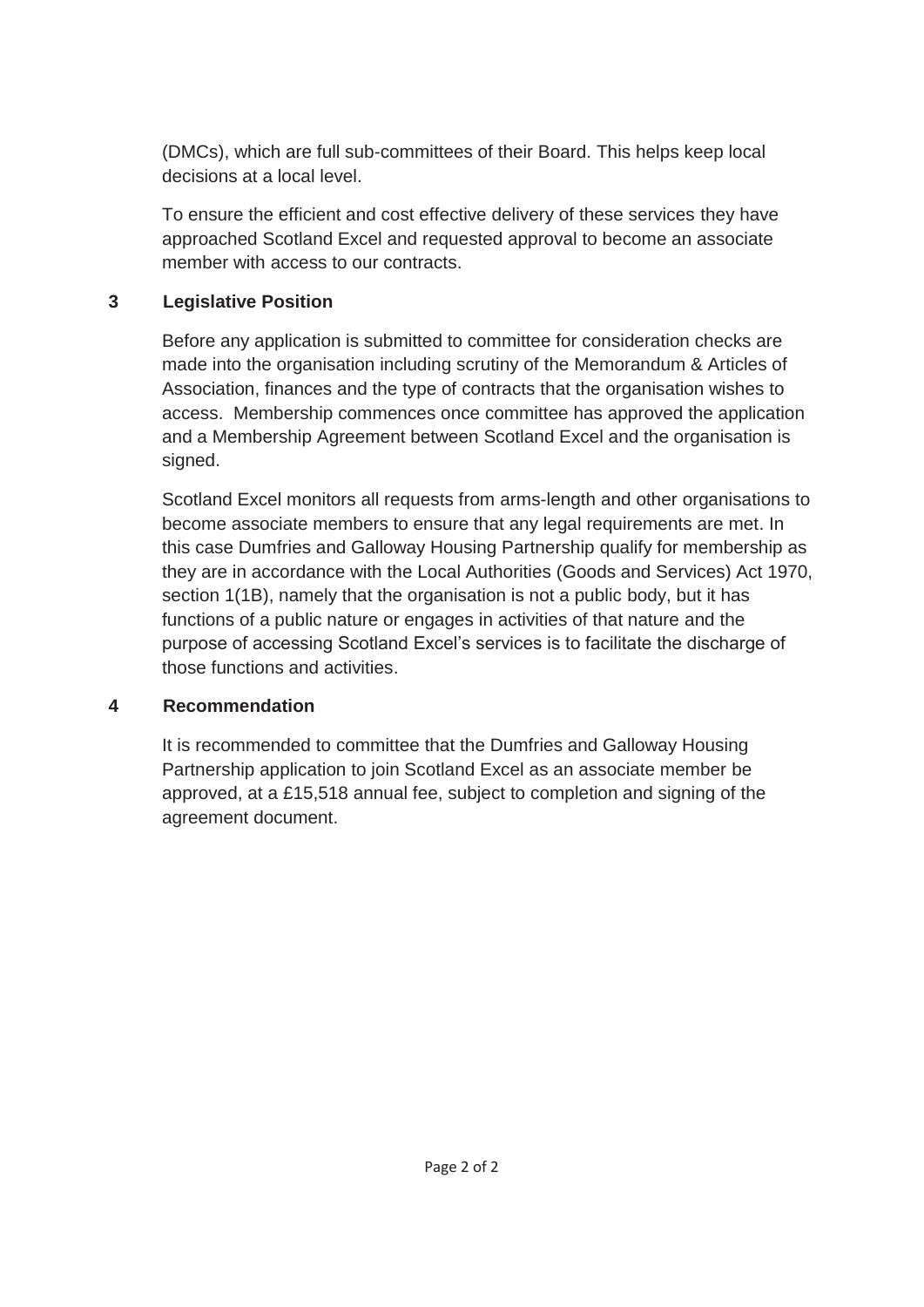(DMCs), which are full sub-committees of their Board. This helps keep local decisions at a local level.

To ensure the efficient and cost effective delivery of these services they have approached Scotland Excel and requested approval to become an associate member with access to our contracts.

## 3 Legislative Position

Before any application is submitted to committee for consideration checks are made into the organisation including scrutiny of the Memorandum & Articles of Association, finances and the type of contracts that the organisation wishes to access. Membership commences once committee has approved the application and a Membership Agreement between Scotland Excel and the organisation is signed.

Scotland Excel monitors all requests from arms-length and other organisations to become associate members to ensure that any legal requirements are met. In this case Dumfries and Galloway Housing Partnership qualify for membership as they are in accordance with the Local Authorities (Goods and Services) Act 1970, section 1(1B), namely that the organisation is not a public body, but it has functions of a public nature or engages in activities of that nature and the purpose of accessing Scotland Excel's services is to facilitate the discharge of those functions and activities.

## 4 Recommendation

It is recommended to committee that the Dumfries and Galloway Housing Partnership application to join Scotland Excel as an associate member be approved, at a £15,518 annual fee, subject to completion and signing of the agreement document.